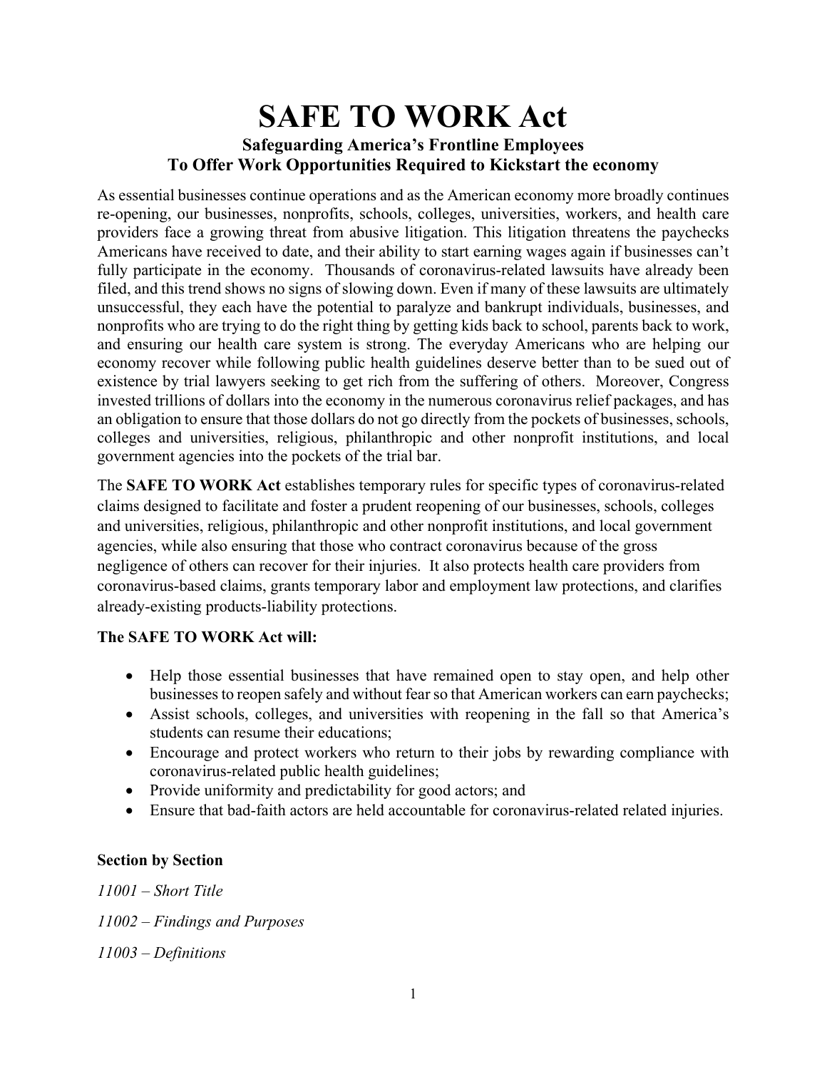# SAFE TO WORK Act

## Safeguarding America's Frontline Employees To Offer Work Opportunities Required to Kickstart the economy

As essential businesses continue operations and as the American economy more broadly continues re-opening, our businesses, nonprofits, schools, colleges, universities, workers, and health care providers face a growing threat from abusive litigation. This litigation threatens the paychecks Americans have received to date, and their ability to start earning wages again if businesses can't fully participate in the economy. Thousands of coronavirus-related lawsuits have already been filed, and this trend shows no signs of slowing down. Even if many of these lawsuits are ultimately unsuccessful, they each have the potential to paralyze and bankrupt individuals, businesses, and nonprofits who are trying to do the right thing by getting kids back to school, parents back to work, and ensuring our health care system is strong. The everyday Americans who are helping our economy recover while following public health guidelines deserve better than to be sued out of existence by trial lawyers seeking to get rich from the suffering of others. Moreover, Congress invested trillions of dollars into the economy in the numerous coronavirus relief packages, and has an obligation to ensure that those dollars do not go directly from the pockets of businesses, schools, colleges and universities, religious, philanthropic and other nonprofit institutions, and local government agencies into the pockets of the trial bar.

The **SAFE TO WORK Act** establishes temporary rules for specific types of coronavirus-related claims designed to facilitate and foster a prudent reopening of our businesses, schools, colleges and universities, religious, philanthropic and other nonprofit institutions, and local government agencies, while also ensuring that those who contract coronavirus because of the gross negligence of others can recover for their injuries. It also protects health care providers from coronavirus-based claims, grants temporary labor and employment law protections, and clarifies already-existing products-liability protections.

**The SAFE TO WORK Act will:**

- Help those essential businesses that have remained open to stay open, and help other businesses to reopen safely and without fear so that American workers can earn paychecks;
- Assist schools, colleges, and universities with reopening in the fall so that America's students can resume their educations;
- Encourage and protect workers who return to their jobs by rewarding compliance with coronavirus-related public health guidelines;
- Provide uniformity and predictability for good actors; and
- Ensure that bad-faith actors are held accountable for coronavirus-related related injuries.

**Section by Section**

*11001 – Short Title*

*11002 – Findings and Purposes*

*11003 – Definitions*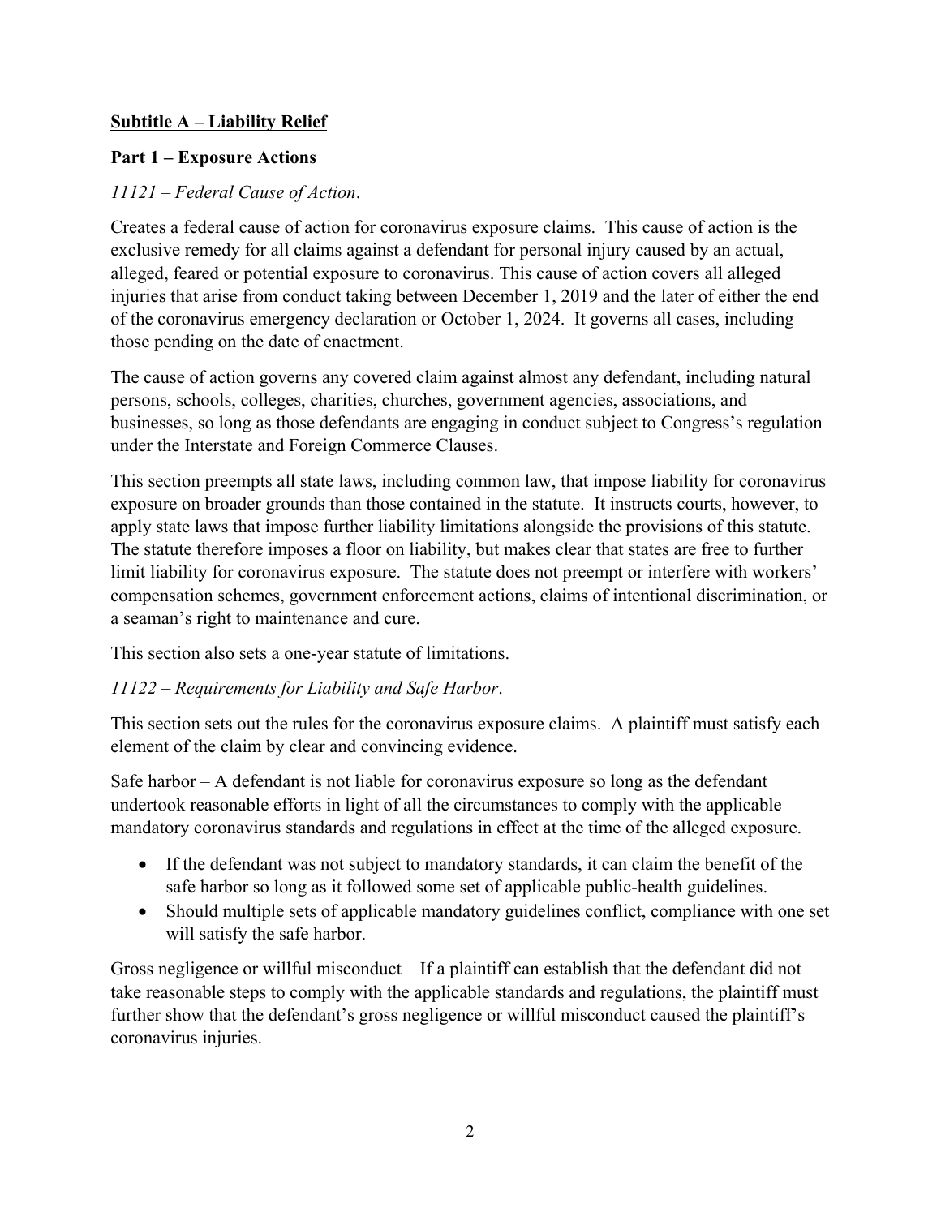## Subtitle A – Liability Relief

### Part 1 – Exposure Actions

*11121 – Federal Cause of Action*.

Creates a federal cause of action for coronavirus exposure claims. This cause of action is the exclusive remedy for all claims against a defendant for personal injury caused by an actual, alleged, feared or potential exposure to coronavirus. This cause of action covers all alleged injuries that arise from conduct taking between December 1, 2019 and the later of either the end of the coronavirus emergency declaration or October 1, 2024. It governs all cases, including those pending on the date of enactment.

The cause of action governs any covered claim against almost any defendant, including natural persons, schools, colleges, charities, churches, government agencies, associations, and businesses, so long as those defendants are engaging in conduct subject to Congress's regulation under the Interstate and Foreign Commerce Clauses.

This section preempts all state laws, including common law, that impose liability for coronavirus exposure on broader grounds than those contained in the statute. It instructs courts, however, to apply state laws that impose further liability limitations alongside the provisions of this statute. The statute therefore imposes a floor on liability, but makes clear that states are free to further limit liability for coronavirus exposure. The statute does not preempt or interfere with workers' compensation schemes, government enforcement actions, claims of intentional discrimination, or a seaman's right to maintenance and cure.

This section also sets a one-year statute of limitations.

*11122 – Requirements for Liability and Safe Harbor*.

This section sets out the rules for the coronavirus exposure claims. A plaintiff must satisfy each element of the claim by clear and convincing evidence.

Safe harbor – A defendant is not liable for coronavirus exposure so long as the defendant undertook reasonable efforts in light of all the circumstances to comply with the applicable mandatory coronavirus standards and regulations in effect at the time of the alleged exposure.

- If the defendant was not subject to mandatory standards, it can claim the benefit of the safe harbor so long as it followed some set of applicable public-health guidelines.
- Should multiple sets of applicable mandatory guidelines conflict, compliance with one set will satisfy the safe harbor.

Gross negligence or willful misconduct – If a plaintiff can establish that the defendant did not take reasonable steps to comply with the applicable standards and regulations, the plaintiff must further show that the defendant's gross negligence or willful misconduct caused the plaintiff's coronavirus injuries.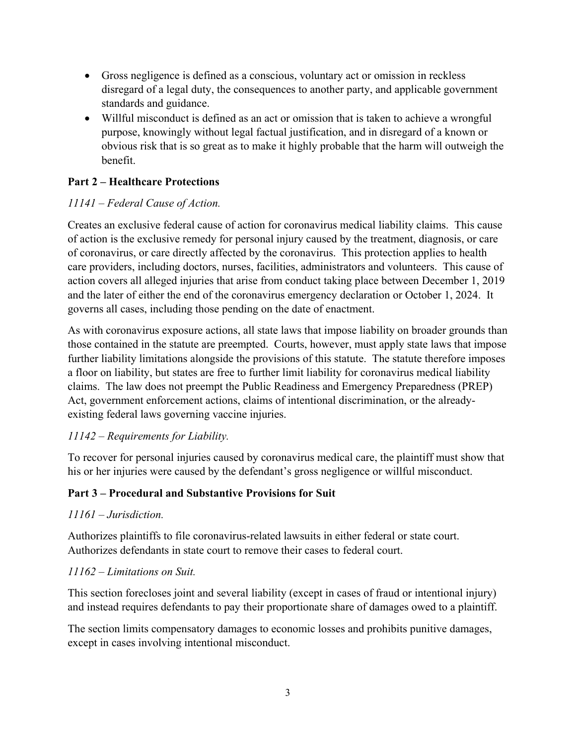- Gross negligence is defined as a conscious, voluntary act or omission in reckless disregard of a legal duty, the consequences to another party, and applicable government standards and guidance.
- Willful misconduct is defined as an act or omission that is taken to achieve a wrongful purpose, knowingly without legal factual justification, and in disregard of a known or obvious risk that is so great as to make it highly probable that the harm will outweigh the benefit.

**Part 2 – Healthcare Protections**

*11141 – Federal Cause of Action.*

Creates an exclusive federal cause of action for coronavirus medical liability claims. This cause of action is the exclusive remedy for personal injury caused by the treatment, diagnosis, or care of coronavirus, or care directly affected by the coronavirus. This protection applies to health care providers, including doctors, nurses, facilities, administrators and volunteers. This cause of action covers all alleged injuries that arise from conduct taking place between December 1, 2019 and the later of either the end of the coronavirus emergency declaration or October 1, 2024. It governs all cases, including those pending on the date of enactment.

As with coronavirus exposure actions, all state laws that impose liability on broader grounds than those contained in the statute are preempted. Courts, however, must apply state laws that impose further liability limitations alongside the provisions of this statute. The statute therefore imposes a floor on liability, but states are free to further limit liability for coronavirus medical liability claims. The law does not preempt the Public Readiness and Emergency Preparedness (PREP) Act, government enforcement actions, claims of intentional discrimination, or the already-existing federal laws governing vaccine injuries.

*11142 – Requirements for Liability.*

To recover for personal injuries caused by coronavirus medical care, the plaintiff must show that his or her injuries were caused by the defendant's gross negligence or willful misconduct.

**Part 3 – Procedural and Substantive Provisions for Suit**

*11161 – Jurisdiction.*

Authorizes plaintiffs to file coronavirus-related lawsuits in either federal or state court. Authorizes defendants in state court to remove their cases to federal court.

*11162 – Limitations on Suit.*

This section forecloses joint and several liability (except in cases of fraud or intentional injury) and instead requires defendants to pay their proportionate share of damages owed to a plaintiff.

The section limits compensatory damages to economic losses and prohibits punitive damages, except in cases involving intentional misconduct.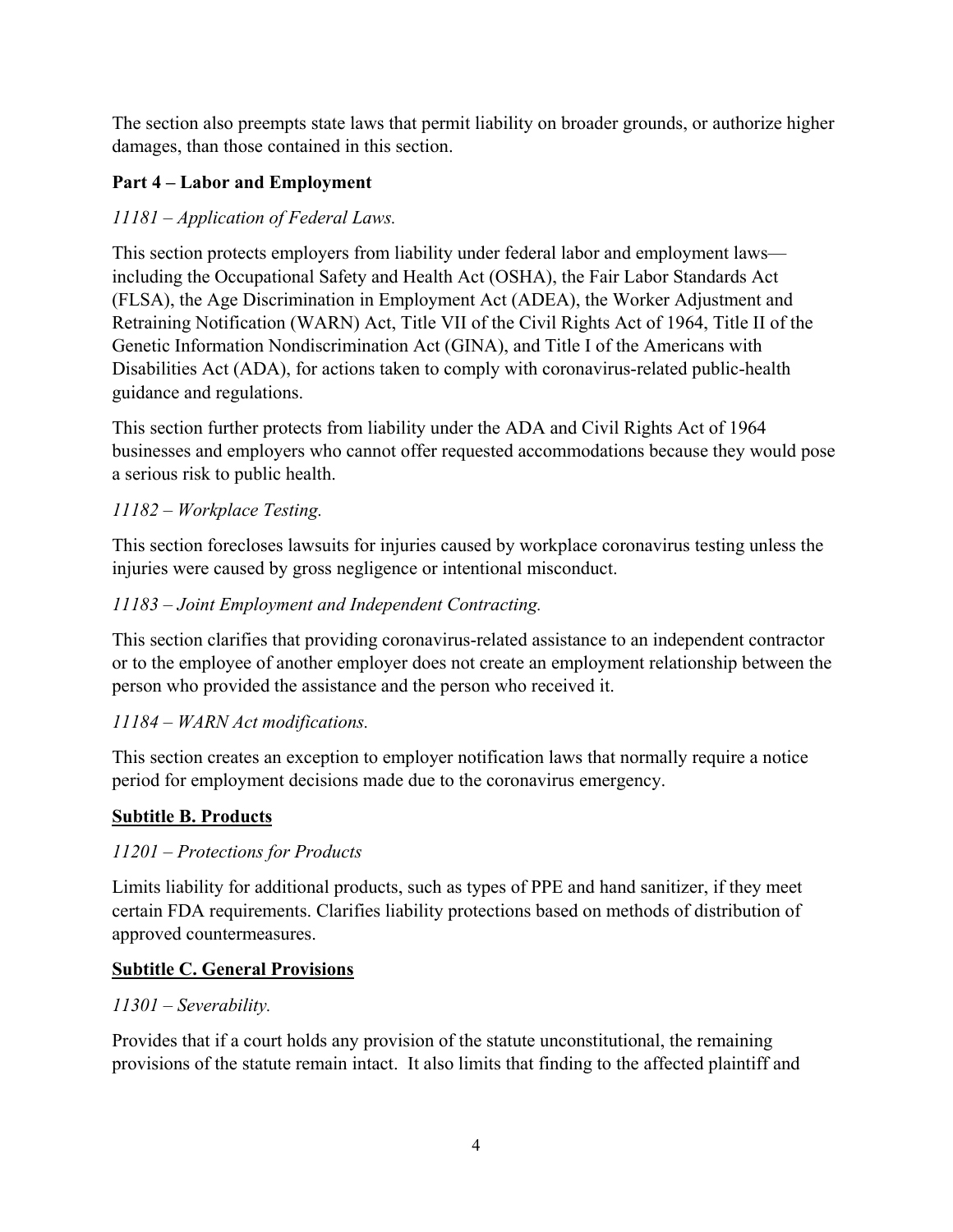The section also preempts state laws that permit liability on broader grounds, or authorize higher damages, than those contained in this section.

**Part 4 – Labor and Employment**

*11181 – Application of Federal Laws.*

This section protects employers from liability under federal labor and employment laws—including the Occupational Safety and Health Act (OSHA), the Fair Labor Standards Act (FLSA), the Age Discrimination in Employment Act (ADEA), the Worker Adjustment and Retraining Notification (WARN) Act, Title VII of the Civil Rights Act of 1964, Title II of the Genetic Information Nondiscrimination Act (GINA), and Title I of the Americans with Disabilities Act (ADA), for actions taken to comply with coronavirus-related public-health guidance and regulations.

This section further protects from liability under the ADA and Civil Rights Act of 1964 businesses and employers who cannot offer requested accommodations because they would pose a serious risk to public health.

*11182 – Workplace Testing.*

This section forecloses lawsuits for injuries caused by workplace coronavirus testing unless the injuries were caused by gross negligence or intentional misconduct.

*11183 – Joint Employment and Independent Contracting.*

This section clarifies that providing coronavirus-related assistance to an independent contractor or to the employee of another employer does not create an employment relationship between the person who provided the assistance and the person who received it.

*11184 – WARN Act modifications.*

This section creates an exception to employer notification laws that normally require a notice period for employment decisions made due to the coronavirus emergency.

**Subtitle B. Products**

*11201 – Protections for Products*

Limits liability for additional products, such as types of PPE and hand sanitizer, if they meet certain FDA requirements. Clarifies liability protections based on methods of distribution of approved countermeasures.

**Subtitle C. General Provisions**

*11301 – Severability.*

Provides that if a court holds any provision of the statute unconstitutional, the remaining provisions of the statute remain intact. It also limits that finding to the affected plaintiff and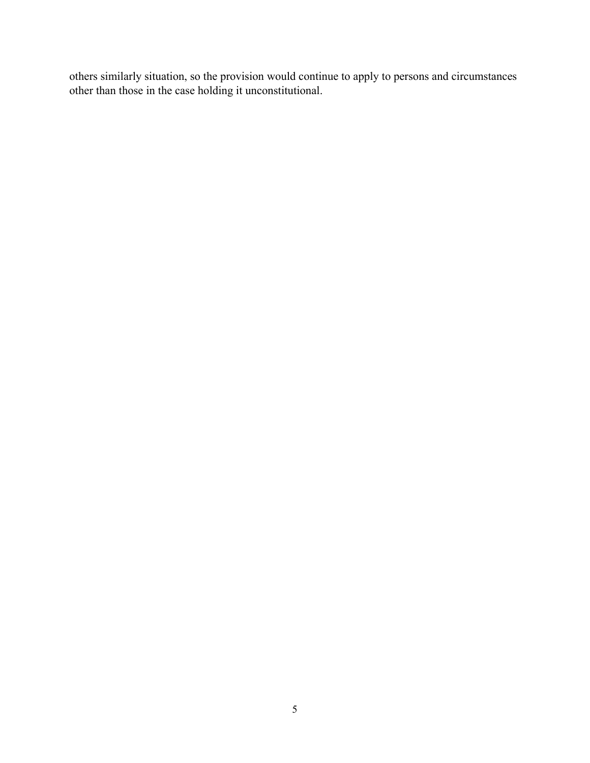others similarly situation, so the provision would continue to apply to persons and circumstances other than those in the case holding it unconstitutional.